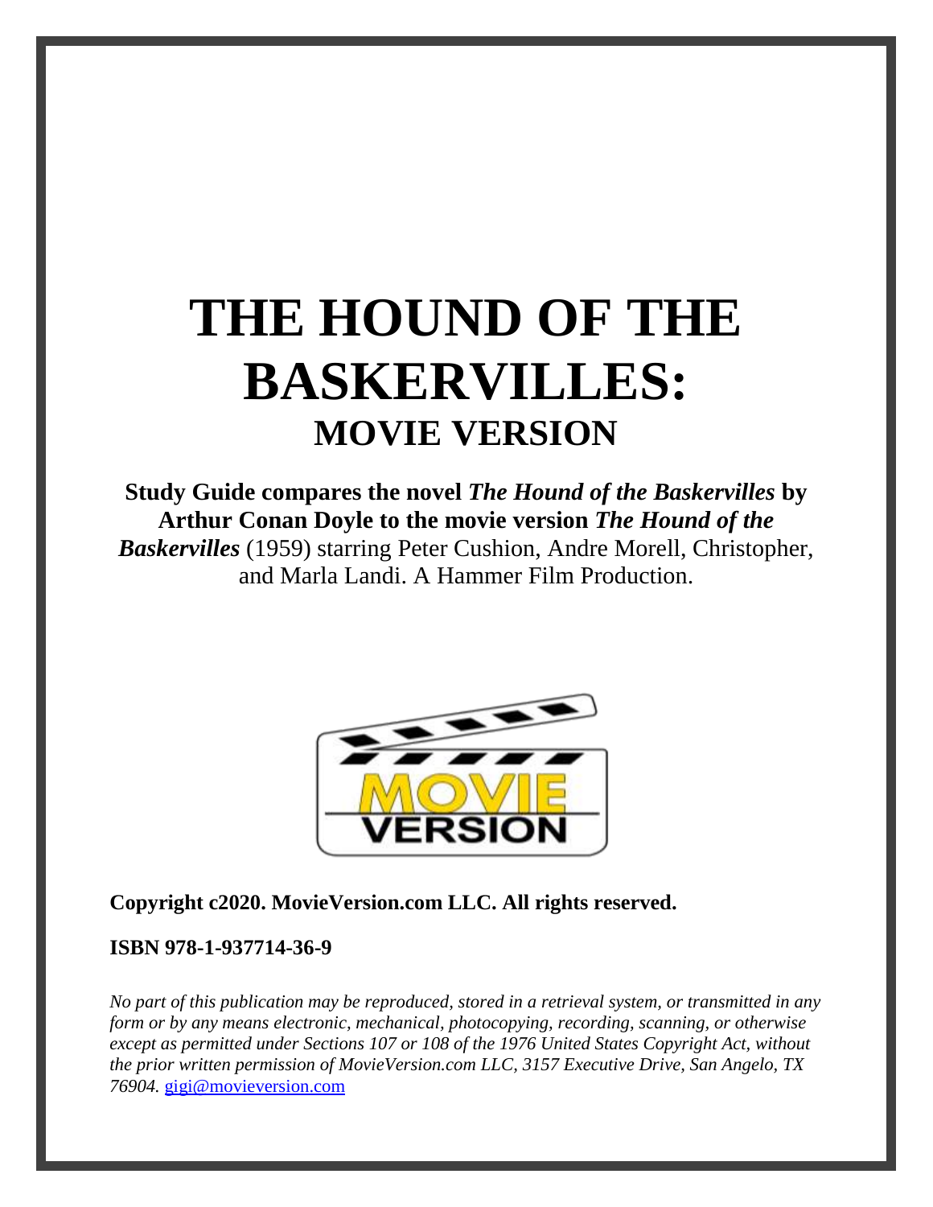# THE HOUND OF THE BASKERVILLES:

## MOVIE VERSION

**Study Guide compares the novel *The Hound of the Baskervilles* by Arthur Conan Doyle to the movie version *The Hound of the Baskervilles*** (1959) starring Peter Cushion, Andre Morell, Christopher, and Marla Landi. A Hammer Film Production.

**Copyright c2020. MovieVersion.com LLC. All rights reserved.**

**ISBN 978-1-937714-36-9**

*No part of this publication may be reproduced, stored in a retrieval system, or transmitted in any form or by any means electronic, mechanical, photocopying, recording, scanning, or otherwise except as permitted under Sections 107 or 108 of the 1976 United States Copyright Act, without the prior written permission of MovieVersion.com LLC, 3157 Executive Drive, San Angelo, TX 76904.* gigi@movieversion.com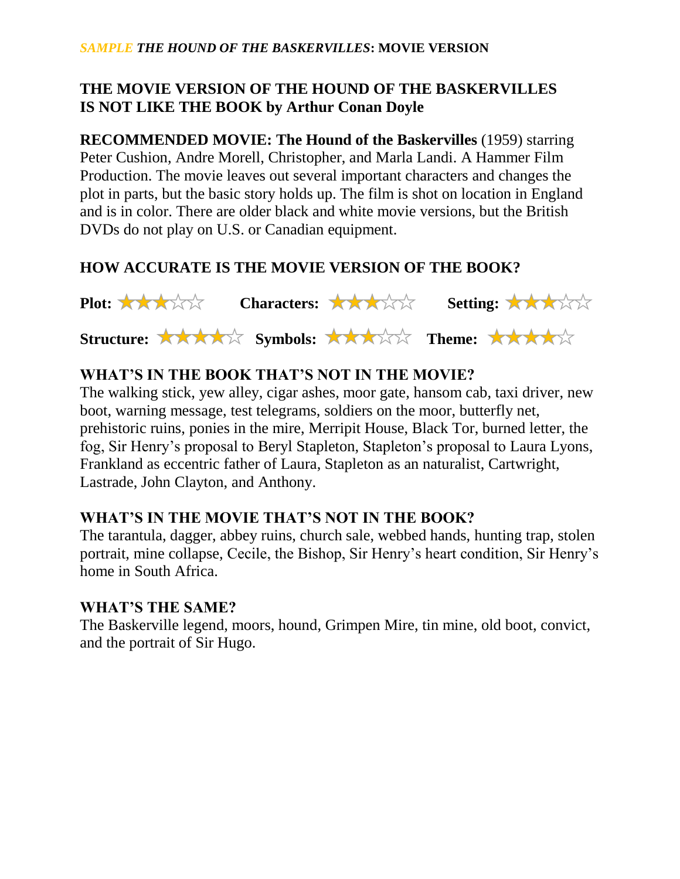*SAMPLE* ***THE HOUND OF THE BASKERVILLES*****: MOVIE VERSION**

## THE MOVIE VERSION OF THE HOUND OF THE BASKERVILLES IS NOT LIKE THE BOOK by Arthur Conan Doyle

**RECOMMENDED MOVIE: The Hound of the Baskervilles** (1959) starring Peter Cushion, Andre Morell, Christopher, and Marla Landi. A Hammer Film Production. The movie leaves out several important characters and changes the plot in parts, but the basic story holds up. The film is shot on location in England and is in color. There are older black and white movie versions, but the British DVDs do not play on U.S. or Canadian equipment.

## HOW ACCURATE IS THE MOVIE VERSION OF THE BOOK?

**Plot:** ★★★☆☆ **Characters:** ★★★☆☆ **Setting:** ★★★☆☆

**Structure:** ★★★★☆ **Symbols:** ★★★☆☆ **Theme:** ★★★★☆

## WHAT'S IN THE BOOK THAT'S NOT IN THE MOVIE?

The walking stick, yew alley, cigar ashes, moor gate, hansom cab, taxi driver, new boot, warning message, test telegrams, soldiers on the moor, butterfly net, prehistoric ruins, ponies in the mire, Merripit House, Black Tor, burned letter, the fog, Sir Henry's proposal to Beryl Stapleton, Stapleton's proposal to Laura Lyons, Frankland as eccentric father of Laura, Stapleton as an naturalist, Cartwright, Lastrade, John Clayton, and Anthony.

## WHAT'S IN THE MOVIE THAT'S NOT IN THE BOOK?

The tarantula, dagger, abbey ruins, church sale, webbed hands, hunting trap, stolen portrait, mine collapse, Cecile, the Bishop, Sir Henry's heart condition, Sir Henry's home in South Africa.

## WHAT'S THE SAME?

The Baskerville legend, moors, hound, Grimpen Mire, tin mine, old boot, convict, and the portrait of Sir Hugo.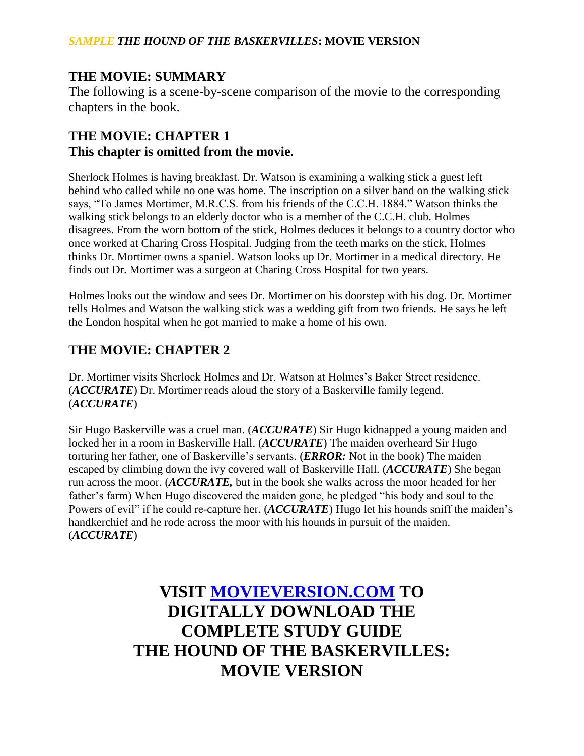## THE MOVIE: SUMMARY

The following is a scene-by-scene comparison of the movie to the corresponding chapters in the book.

## THE MOVIE: CHAPTER 1
**This chapter is omitted from the movie.**

Sherlock Holmes is having breakfast. Dr. Watson is examining a walking stick a guest left behind who called while no one was home. The inscription on a silver band on the walking stick says, "To James Mortimer, M.R.C.S. from his friends of the C.C.H. 1884." Watson thinks the walking stick belongs to an elderly doctor who is a member of the C.C.H. club. Holmes disagrees. From the worn bottom of the stick, Holmes deduces it belongs to a country doctor who once worked at Charing Cross Hospital. Judging from the teeth marks on the stick, Holmes thinks Dr. Mortimer owns a spaniel. Watson looks up Dr. Mortimer in a medical directory. He finds out Dr. Mortimer was a surgeon at Charing Cross Hospital for two years.

Holmes looks out the window and sees Dr. Mortimer on his doorstep with his dog. Dr. Mortimer tells Holmes and Watson the walking stick was a wedding gift from two friends. He says he left the London hospital when he got married to make a home of his own.

## THE MOVIE: CHAPTER 2

Dr. Mortimer visits Sherlock Holmes and Dr. Watson at Holmes's Baker Street residence. (***ACCURATE***) Dr. Mortimer reads aloud the story of a Baskerville family legend. (***ACCURATE***)

Sir Hugo Baskerville was a cruel man. (***ACCURATE***) Sir Hugo kidnapped a young maiden and locked her in a room in Baskerville Hall. (***ACCURATE***) The maiden overheard Sir Hugo torturing her father, one of Baskerville's servants. (***ERROR:*** Not in the book) The maiden escaped by climbing down the ivy covered wall of Baskerville Hall. (***ACCURATE***) She began run across the moor. (***ACCURATE,*** but in the book she walks across the moor headed for her father's farm) When Hugo discovered the maiden gone, he pledged "his body and soul to the Powers of evil" if he could re-capture her. (***ACCURATE***) Hugo let his hounds sniff the maiden's handkerchief and he rode across the moor with his hounds in pursuit of the maiden. (***ACCURATE***)

# VISIT [MOVIEVERSION.COM](http://MOVIEVERSION.COM) TO DIGITALLY DOWNLOAD THE COMPLETE STUDY GUIDE THE HOUND OF THE BASKERVILLES: MOVIE VERSION